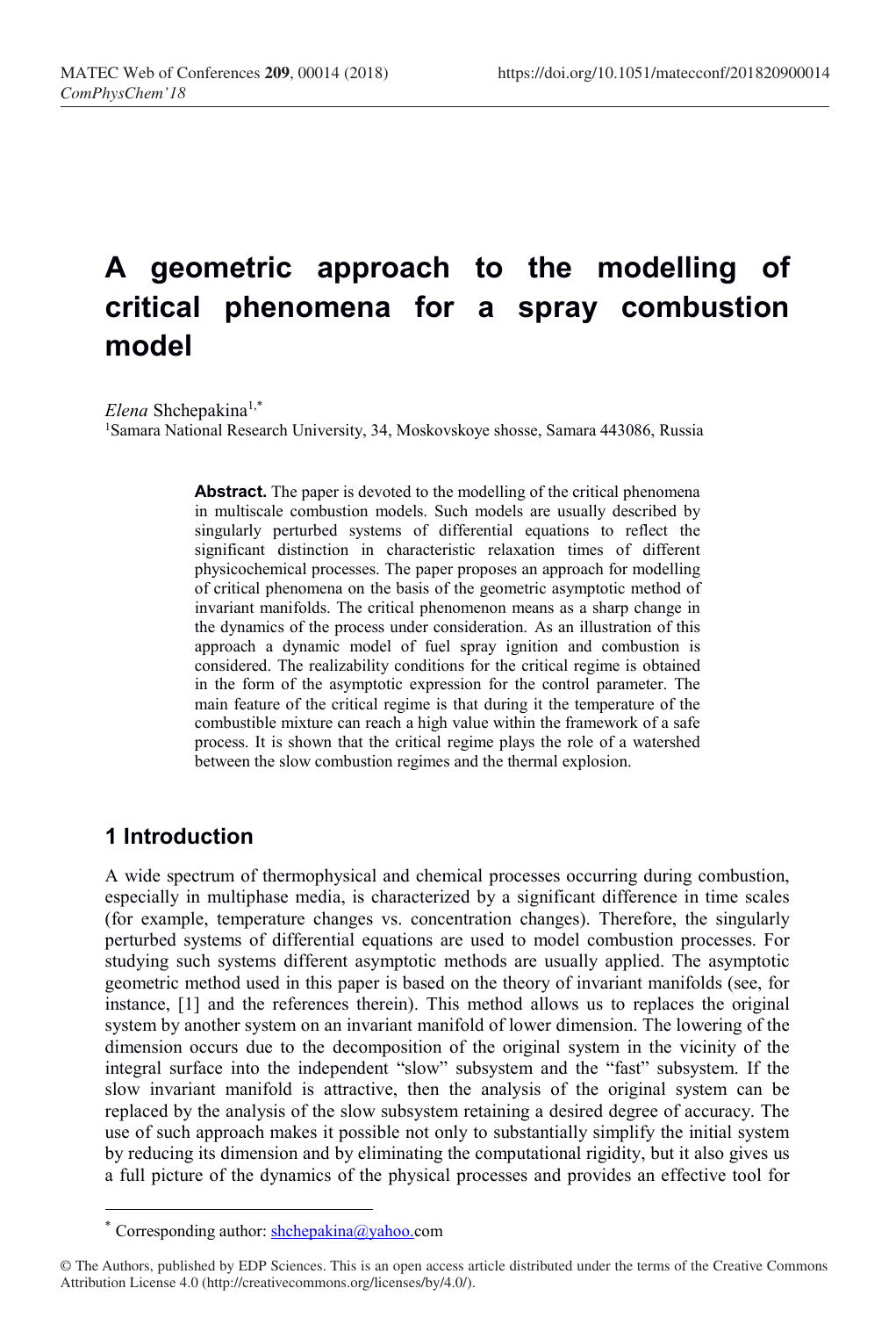# A geometric approach to the modelling of critical phenomena for a spray combustion model

*Elena* Shchepakina[1,*]

[1]Samara National Research University, 34, Moskovskoye shosse, Samara 443086, Russia

**Abstract.** The paper is devoted to the modelling of the critical phenomena in multiscale combustion models. Such models are usually described by singularly perturbed systems of differential equations to reflect the significant distinction in characteristic relaxation times of different physicochemical processes. The paper proposes an approach for modelling of critical phenomena on the basis of the geometric asymptotic method of invariant manifolds. The critical phenomenon means as a sharp change in the dynamics of the process under consideration. As an illustration of this approach a dynamic model of fuel spray ignition and combustion is considered. The realizability conditions for the critical regime is obtained in the form of the asymptotic expression for the control parameter. The main feature of the critical regime is that during it the temperature of the combustible mixture can reach a high value within the framework of a safe process. It is shown that the critical regime plays the role of a watershed between the slow combustion regimes and the thermal explosion.

## 1 Introduction

A wide spectrum of thermophysical and chemical processes occurring during combustion, especially in multiphase media, is characterized by a significant difference in time scales (for example, temperature changes vs. concentration changes). Therefore, the singularly perturbed systems of differential equations are used to model combustion processes. For studying such systems different asymptotic methods are usually applied. The asymptotic geometric method used in this paper is based on the theory of invariant manifolds (see, for instance, [1] and the references therein). This method allows us to replaces the original system by another system on an invariant manifold of lower dimension. The lowering of the dimension occurs due to the decomposition of the original system in the vicinity of the integral surface into the independent "slow" subsystem and the "fast" subsystem. If the slow invariant manifold is attractive, then the analysis of the original system can be replaced by the analysis of the slow subsystem retaining a desired degree of accuracy. The use of such approach makes it possible not only to substantially simplify the initial system by reducing its dimension and by eliminating the computational rigidity, but it also gives us a full picture of the dynamics of the physical processes and provides an effective tool for

---

[*] Corresponding author: shchepakina@yahoo.com

© The Authors, published by EDP Sciences. This is an open access article distributed under the terms of the Creative Commons Attribution License 4.0 (http://creativecommons.org/licenses/by/4.0/).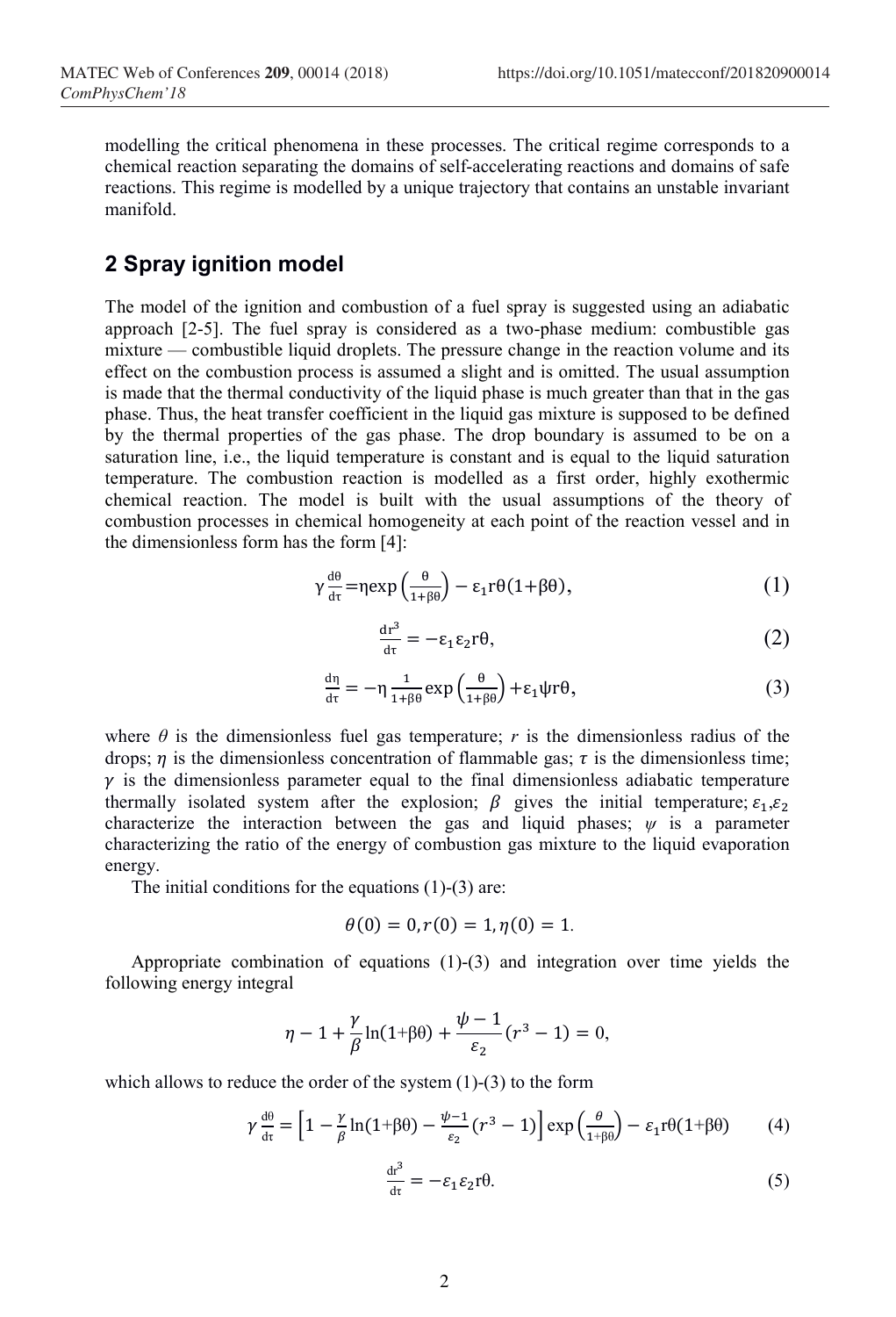modelling the critical phenomena in these processes. The critical regime corresponds to a chemical reaction separating the domains of self-accelerating reactions and domains of safe reactions. This regime is modelled by a unique trajectory that contains an unstable invariant manifold.

## 2 Spray ignition model

The model of the ignition and combustion of a fuel spray is suggested using an adiabatic approach [2-5]. The fuel spray is considered as a two-phase medium: combustible gas mixture — combustible liquid droplets. The pressure change in the reaction volume and its effect on the combustion process is assumed a slight and is omitted. The usual assumption is made that the thermal conductivity of the liquid phase is much greater than that in the gas phase. Thus, the heat transfer coefficient in the liquid gas mixture is supposed to be defined by the thermal properties of the gas phase. The drop boundary is assumed to be on a saturation line, i.e., the liquid temperature is constant and is equal to the liquid saturation temperature. The combustion reaction is modelled as a first order, highly exothermic chemical reaction. The model is built with the usual assumptions of the theory of combustion processes in chemical homogeneity at each point of the reaction vessel and in the dimensionless form has the form [4]:

$$\gamma \frac{d\theta}{d\tau} = \eta \exp\left(\frac{\theta}{1+\beta\theta}\right) - \varepsilon_1 r\theta(1+\beta\theta), \tag{1}$$

$$\frac{dr^3}{d\tau} = -\varepsilon_1 \varepsilon_2 r\theta, \tag{2}$$

$$\frac{d\eta}{d\tau} = -\eta \frac{1}{1+\beta\theta} \exp\left(\frac{\theta}{1+\beta\theta}\right) + \varepsilon_1 \psi r\theta, \tag{3}$$

where $\theta$ is the dimensionless fuel gas temperature; $r$ is the dimensionless radius of the drops; $\eta$ is the dimensionless concentration of flammable gas; $\tau$ is the dimensionless time; $\gamma$ is the dimensionless parameter equal to the final dimensionless adiabatic temperature thermally isolated system after the explosion; $\beta$ gives the initial temperature; $\varepsilon_1$,$\varepsilon_2$ characterize the interaction between the gas and liquid phases; $\psi$ is a parameter characterizing the ratio of the energy of combustion gas mixture to the liquid evaporation energy.

The initial conditions for the equations (1)-(3) are:

$$\theta(0) = 0, r(0) = 1, \eta(0) = 1.$$

Appropriate combination of equations (1)-(3) and integration over time yields the following energy integral

$$\eta - 1 + \frac{\gamma}{\beta} \ln(1+\beta\theta) + \frac{\psi - 1}{\varepsilon_2}(r^3 - 1) = 0,$$

which allows to reduce the order of the system (1)-(3) to the form

$$\gamma \frac{d\theta}{d\tau} = \left[1 - \frac{\gamma}{\beta} \ln(1+\beta\theta) - \frac{\psi-1}{\varepsilon_2}(r^3 - 1)\right] \exp\left(\frac{\theta}{1+\beta\theta}\right) - \varepsilon_1 r\theta(1+\beta\theta) \tag{4}$$

$$\frac{dr^3}{d\tau} = -\varepsilon_1 \varepsilon_2 r\theta. \tag{5}$$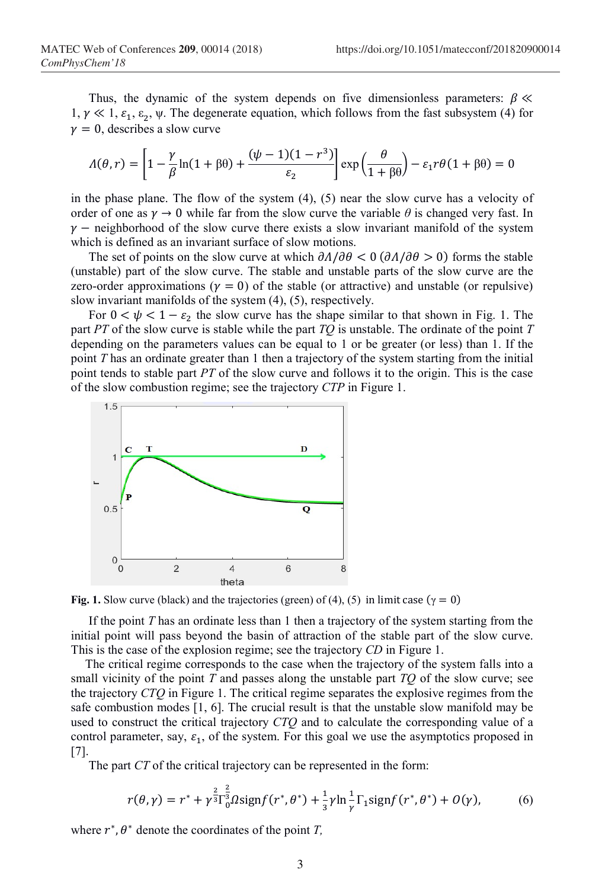Thus, the dynamic of the system depends on five dimensionless parameters: $\beta \ll 1, \gamma \ll 1, \varepsilon_1, \varepsilon_2, \psi$. The degenerate equation, which follows from the fast subsystem (4) for $\gamma = 0$, describes a slow curve

$$\Lambda(\theta, r) = \left[1 - \frac{\gamma}{\beta}\ln(1+\beta\theta) + \frac{(\psi-1)(1-r^3)}{\varepsilon_2}\right]\exp\left(\frac{\theta}{1+\beta\theta}\right) - \varepsilon_1 r\theta(1+\beta\theta) = 0$$

in the phase plane. The flow of the system (4), (5) near the slow curve has a velocity of order of one as $\gamma \to 0$ while far from the slow curve the variable $\theta$ is changed very fast. In $\gamma-$ neighborhood of the slow curve there exists a slow invariant manifold of the system which is defined as an invariant surface of slow motions.

The set of points on the slow curve at which $\partial\Lambda/\partial\theta < 0$ ($\partial\Lambda/\partial\theta > 0$) forms the stable (unstable) part of the slow curve. The stable and unstable parts of the slow curve are the zero-order approximations ($\gamma = 0$) of the stable (or attractive) and unstable (or repulsive) slow invariant manifolds of the system (4), (5), respectively.

For $0 < \psi < 1 - \varepsilon_2$ the slow curve has the shape similar to that shown in Fig. 1. The part *PT* of the slow curve is stable while the part *TQ* is unstable. The ordinate of the point *T* depending on the parameters values can be equal to 1 or be greater (or less) than 1. If the point *T* has an ordinate greater than 1 then a trajectory of the system starting from the initial point tends to stable part *PT* of the slow curve and follows it to the origin. This is the case of the slow combustion regime; see the trajectory *CTP* in Figure 1.

**Fig. 1.** Slow curve (black) and the trajectories (green) of (4), (5) in limit case ($\gamma = 0$)

If the point *T* has an ordinate less than 1 then a trajectory of the system starting from the initial point will pass beyond the basin of attraction of the stable part of the slow curve. This is the case of the explosion regime; see the trajectory *CD* in Figure 1.

The critical regime corresponds to the case when the trajectory of the system falls into a small vicinity of the point *T* and passes along the unstable part *TQ* of the slow curve; see the trajectory *CTQ* in Figure 1. The critical regime separates the explosive regimes from the safe combustion modes [1, 6]. The crucial result is that the unstable slow manifold may be used to construct the critical trajectory *CTQ* and to calculate the corresponding value of a control parameter, say, $\varepsilon_1$, of the system. For this goal we use the asymptotics proposed in [7].

The part *CT* of the critical trajectory can be represented in the form:

$$r(\theta,\gamma) = r^* + \gamma^{\frac{2}{3}}\Gamma_0^{\frac{2}{3}}\Omega\,\mathrm{sign}f(r^*,\theta^*) + \frac{1}{3}\gamma\ln\frac{1}{\gamma}\Gamma_1\mathrm{sign}f(r^*,\theta^*) + O(\gamma), \tag{6}$$

where $r^*, \theta^*$ denote the coordinates of the point *T*,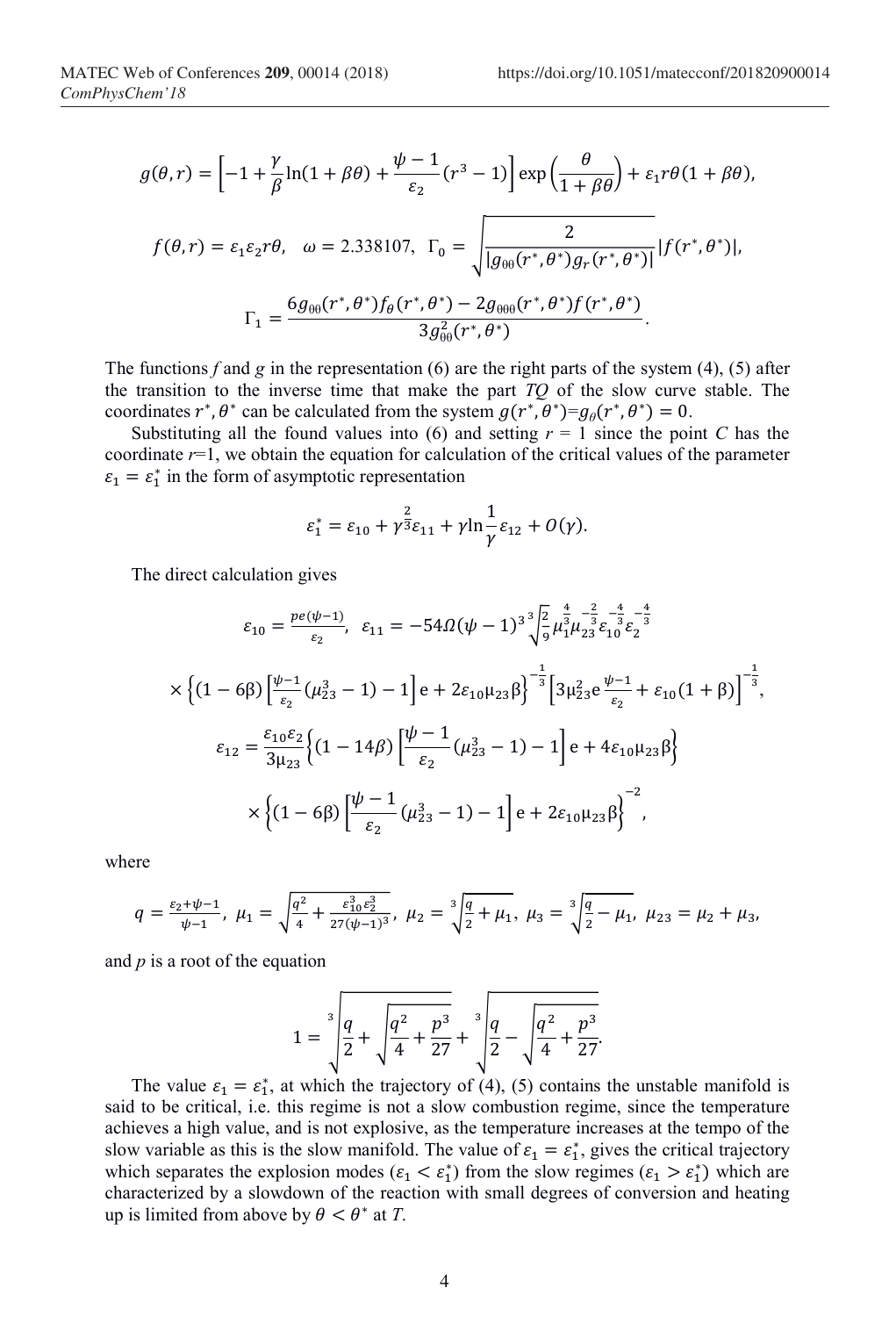$$g(\theta, r) = \left[-1 + \frac{\gamma}{\beta}\ln(1+\beta\theta) + \frac{\psi - 1}{\varepsilon_2}(r^3 - 1)\right]\exp\left(\frac{\theta}{1+\beta\theta}\right) + \varepsilon_1 r\theta(1+\beta\theta),$$

$$f(\theta, r) = \varepsilon_1\varepsilon_2 r\theta, \quad \omega = 2.338107, \quad \Gamma_0 = \sqrt{\frac{2}{|g_{\theta\theta}(r^*, \theta^*)g_r(r^*, \theta^*)|}}|f(r^*, \theta^*)|,$$

$$\Gamma_1 = \frac{6g_{\theta\theta}(r^*, \theta^*)f_\theta(r^*, \theta^*) - 2g_{\theta\theta\theta}(r^*, \theta^*)f(r^*, \theta^*)}{3g_{\theta\theta}^2(r^*, \theta^*)}.$$

The functions $f$ and $g$ in the representation (6) are the right parts of the system (4), (5) after the transition to the inverse time that make the part $TQ$ of the slow curve stable. The coordinates $r^*, \theta^*$ can be calculated from the system $g(r^*, \theta^*) = g_\theta(r^*, \theta^*) = 0$.

Substituting all the found values into (6) and setting $r = 1$ since the point $C$ has the coordinate $r=1$, we obtain the equation for calculation of the critical values of the parameter $\varepsilon_1 = \varepsilon_1^*$ in the form of asymptotic representation

$$\varepsilon_1^* = \varepsilon_{10} + \gamma^{\frac{2}{3}}\varepsilon_{11} + \gamma\ln\frac{1}{\gamma}\varepsilon_{12} + O(\gamma).$$

The direct calculation gives

$$\varepsilon_{10} = \frac{pe(\psi-1)}{\varepsilon_2}, \quad \varepsilon_{11} = -54\Omega(\psi-1)^3\sqrt[3]{\frac{2}{9}}\mu_1^{\frac{4}{3}}\mu_{23}^{-\frac{2}{3}}\varepsilon_{10}^{-\frac{4}{3}}\varepsilon_2^{-\frac{4}{3}}$$

$$\times\left\{(1-6\beta)\left[\frac{\psi-1}{\varepsilon_2}(\mu_{23}^3-1)-1\right]e + 2\varepsilon_{10}\mu_{23}\beta\right\}^{-\frac{1}{3}}\left[3\mu_{23}^2 e\frac{\psi-1}{\varepsilon_2} + \varepsilon_{10}(1+\beta)\right]^{-\frac{1}{3}},$$

$$\varepsilon_{12} = \frac{\varepsilon_{10}\varepsilon_2}{3\mu_{23}}\left\{(1-14\beta)\left[\frac{\psi-1}{\varepsilon_2}(\mu_{23}^3-1)-1\right]e + 4\varepsilon_{10}\mu_{23}\beta\right\}$$

$$\times\left\{(1-6\beta)\left[\frac{\psi-1}{\varepsilon_2}(\mu_{23}^3-1)-1\right]e + 2\varepsilon_{10}\mu_{23}\beta\right\}^{-2},$$

where

$$q = \frac{\varepsilon_2+\psi-1}{\psi-1}, \quad \mu_1 = \sqrt{\frac{q^2}{4} + \frac{\varepsilon_{10}^3\varepsilon_2^3}{27(\psi-1)^3}}, \quad \mu_2 = \sqrt[3]{\frac{q}{2}+\mu_1}, \quad \mu_3 = \sqrt[3]{\frac{q}{2}-\mu_1}, \quad \mu_{23} = \mu_2 + \mu_3,$$

and $p$ is a root of the equation

$$1 = \sqrt[3]{\frac{q}{2} + \sqrt{\frac{q^2}{4} + \frac{p^3}{27}}} + \sqrt[3]{\frac{q}{2} - \sqrt{\frac{q^2}{4} + \frac{p^3}{27}}}.$$

The value $\varepsilon_1 = \varepsilon_1^*$, at which the trajectory of (4), (5) contains the unstable manifold is said to be critical, i.e. this regime is not a slow combustion regime, since the temperature achieves a high value, and is not explosive, as the temperature increases at the tempo of the slow variable as this is the slow manifold. The value of $\varepsilon_1 = \varepsilon_1^*$, gives the critical trajectory which separates the explosion modes ($\varepsilon_1 < \varepsilon_1^*$) from the slow regimes ($\varepsilon_1 > \varepsilon_1^*$) which are characterized by a slowdown of the reaction with small degrees of conversion and heating up is limited from above by $\theta < \theta^*$ at $T$.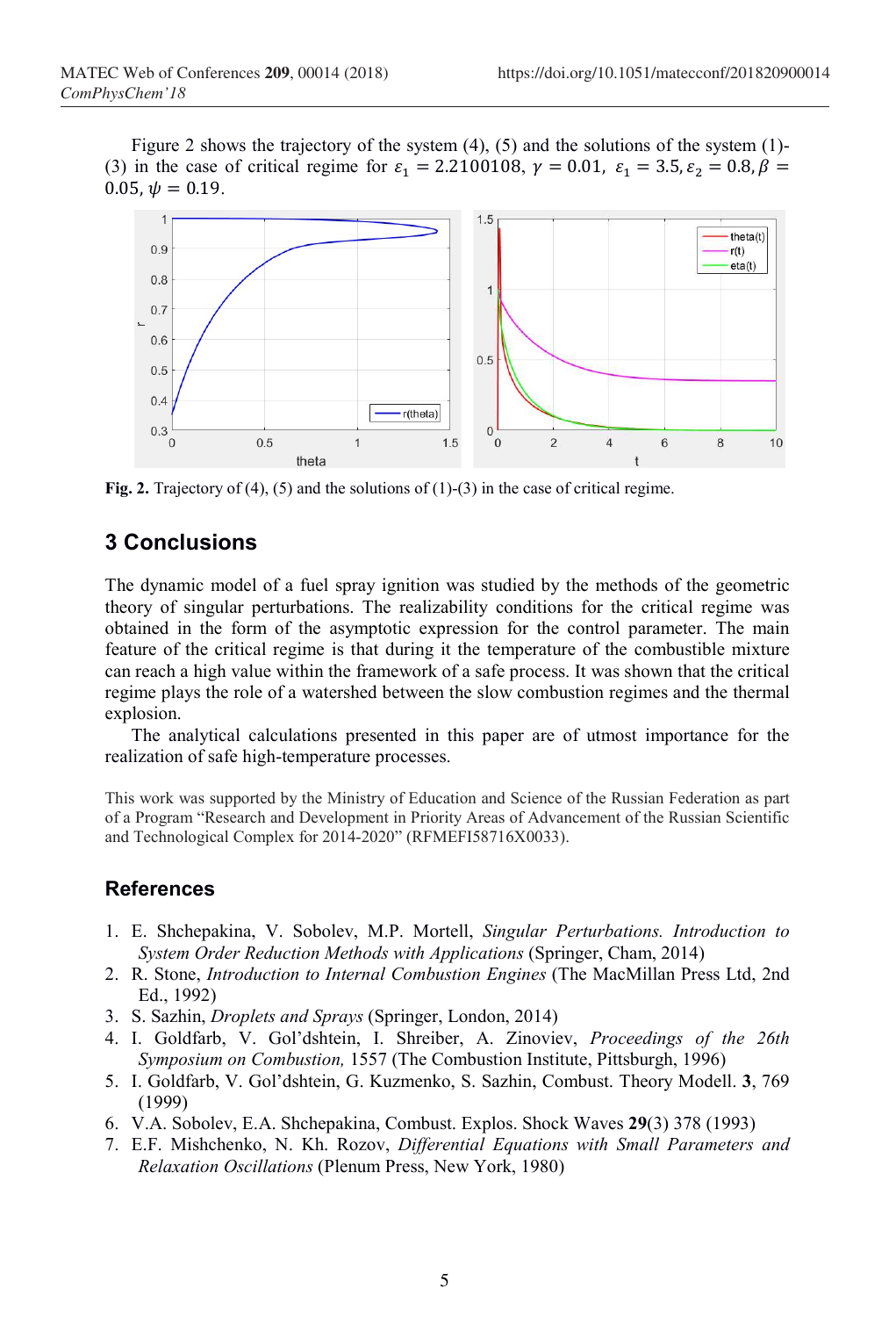Figure 2 shows the trajectory of the system (4), (5) and the solutions of the system (1)-(3) in the case of critical regime for $\varepsilon_1 = 2.2100108$, $\gamma = 0.01$, $\varepsilon_1 = 3.5, \varepsilon_2 = 0.8, \beta = 0.05, \psi = 0.19$.

r
theta
r(theta)
1
0.9
0.8
0.7
0.6
0.5
0.4
0.3
0
0.5
1
1.5

t
theta(t)
r(t)
eta(t)
1.5
1
0.5
0
0
2
4
6
8
10

**Fig. 2.** Trajectory of (4), (5) and the solutions of (1)-(3) in the case of critical regime.

## 3 Conclusions

The dynamic model of a fuel spray ignition was studied by the methods of the geometric theory of singular perturbations. The realizability conditions for the critical regime was obtained in the form of the asymptotic expression for the control parameter. The main feature of the critical regime is that during it the temperature of the combustible mixture can reach a high value within the framework of a safe process. It was shown that the critical regime plays the role of a watershed between the slow combustion regimes and the thermal explosion.

The analytical calculations presented in this paper are of utmost importance for the realization of safe high-temperature processes.

This work was supported by the Ministry of Education and Science of the Russian Federation as part of a Program "Research and Development in Priority Areas of Advancement of the Russian Scientific and Technological Complex for 2014-2020" (RFMEFI58716X0033).

## References

1. E. Shchepakina, V. Sobolev, M.P. Mortell, *Singular Perturbations. Introduction to System Order Reduction Methods with Applications* (Springer, Cham, 2014)
2. R. Stone, *Introduction to Internal Combustion Engines* (The MacMillan Press Ltd, 2nd Ed., 1992)
3. S. Sazhin, *Droplets and Sprays* (Springer, London, 2014)
4. I. Goldfarb, V. Gol'dshtein, I. Shreiber, A. Zinoviev, *Proceedings of the 26th Symposium on Combustion,* 1557 (The Combustion Institute, Pittsburgh, 1996)
5. I. Goldfarb, V. Gol'dshtein, G. Kuzmenko, S. Sazhin, Combust. Theory Modell. **3**, 769 (1999)
6. V.A. Sobolev, E.A. Shchepakina, Combust. Explos. Shock Waves **29**(3) 378 (1993)
7. E.F. Mishchenko, N. Kh. Rozov, *Differential Equations with Small Parameters and Relaxation Oscillations* (Plenum Press, New York, 1980)